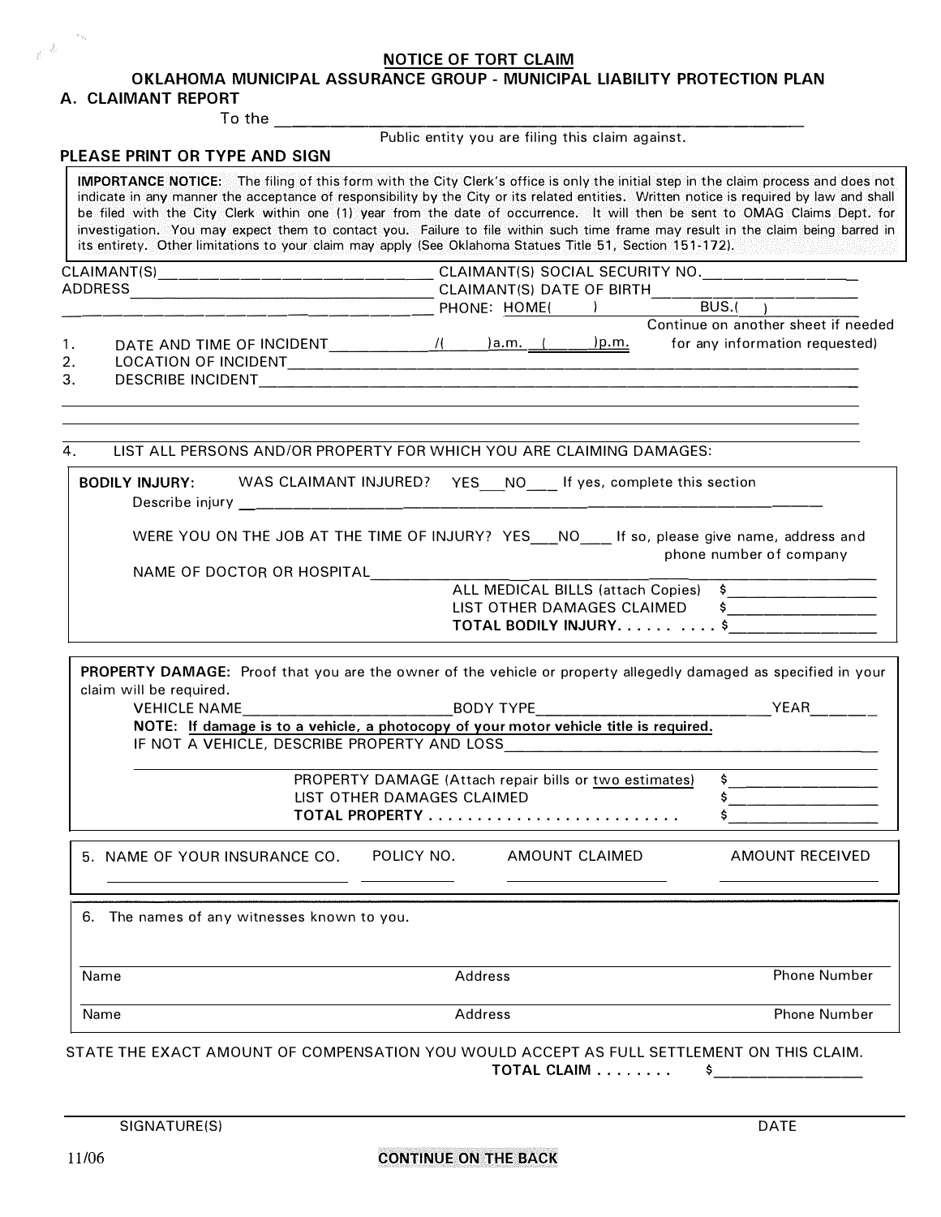# NOTICE OF TORT CLAIM

## OKLAHOMA MUNICIPAL ASSURANCE GROUP - MUNICIPAL LIABILITY PROTECTION PLAN

### A. CLAIMANT REPORT

To the ____________________________________________

Public entity you are filing this claim against.

**PLEASE PRINT OR TYPE AND SIGN**

**IMPORTANCE NOTICE:** The filing of this form with the City Clerk's office is only the initial step in the claim process and does not indicate in any manner the acceptance of responsibility by the City or its related entities. Written notice is required by law and shall be filed with the City Clerk within one (1) year from the date of occurrence. It will then be sent to OMAG Claims Dept. for investigation. You may expect them to contact you. Failure to file within such time frame may result in the claim being barred in its entirety. Other limitations to your claim may apply (See Oklahoma Statues Title 51, Section 151-172).

CLAIMANT(S)________________________________ CLAIMANT(S) SOCIAL SECURITY NO.__________________

ADDRESS____________________________________ CLAIMANT(S) DATE OF BIRTH______________________

___________________________________________ PHONE: HOME( ) BUS.( )

Continue on another sheet if needed for any information requested)

1. DATE AND TIME OF INCIDENT__________/( )a.m. ( )p.m.
2. LOCATION OF INCIDENT______________________________________________
3. DESCRIBE INCIDENT__________________________________________________

___________________________________________________________________

___________________________________________________________________

___________________________________________________________________

4. LIST ALL PERSONS AND/OR PROPERTY FOR WHICH YOU ARE CLAIMING DAMAGES:

**BODILY INJURY:** WAS CLAIMANT INJURED? YES___NO___ If yes, complete this section

Describe injury ______________________________________________________

WERE YOU ON THE JOB AT THE TIME OF INJURY? YES___NO___ If so, please give name, address and phone number of company

NAME OF DOCTOR OR HOSPITAL__________________________________________

ALL MEDICAL BILLS (attach Copies) $________________

LIST OTHER DAMAGES CLAIMED $________________

**TOTAL BODILY INJURY. . . . . . . . . .** $________________

**PROPERTY DAMAGE:** Proof that you are the owner of the vehicle or property allegedly damaged as specified in your claim will be required.

VEHICLE NAME________________________BODY TYPE___________________________YEAR_______

**NOTE:** **If damage is to a vehicle, a photocopy of your motor vehicle title is required.**

IF NOT A VEHICLE, DESCRIBE PROPERTY AND LOSS________________________________

___________________________________________________________________

PROPERTY DAMAGE (Attach repair bills or two estimates) $________________

LIST OTHER DAMAGES CLAIMED $________________

**TOTAL PROPERTY . . . . . . . . . . . . . . . . . . . . . . . . .** $________________

| 5. NAME OF YOUR INSURANCE CO. | POLICY NO. | AMOUNT CLAIMED | AMOUNT RECEIVED |
|---|---|---|---|
| | | | |

6. The names of any witnesses known to you.

| Name | Address | Phone Number |
|---|---|---|
| Name | Address | Phone Number |

STATE THE EXACT AMOUNT OF COMPENSATION YOU WOULD ACCEPT AS FULL SETTLEMENT ON THIS CLAIM.

**TOTAL CLAIM . . . . . . . .** $________________

SIGNATURE(S) DATE

11/06

**CONTINUE ON THE BACK**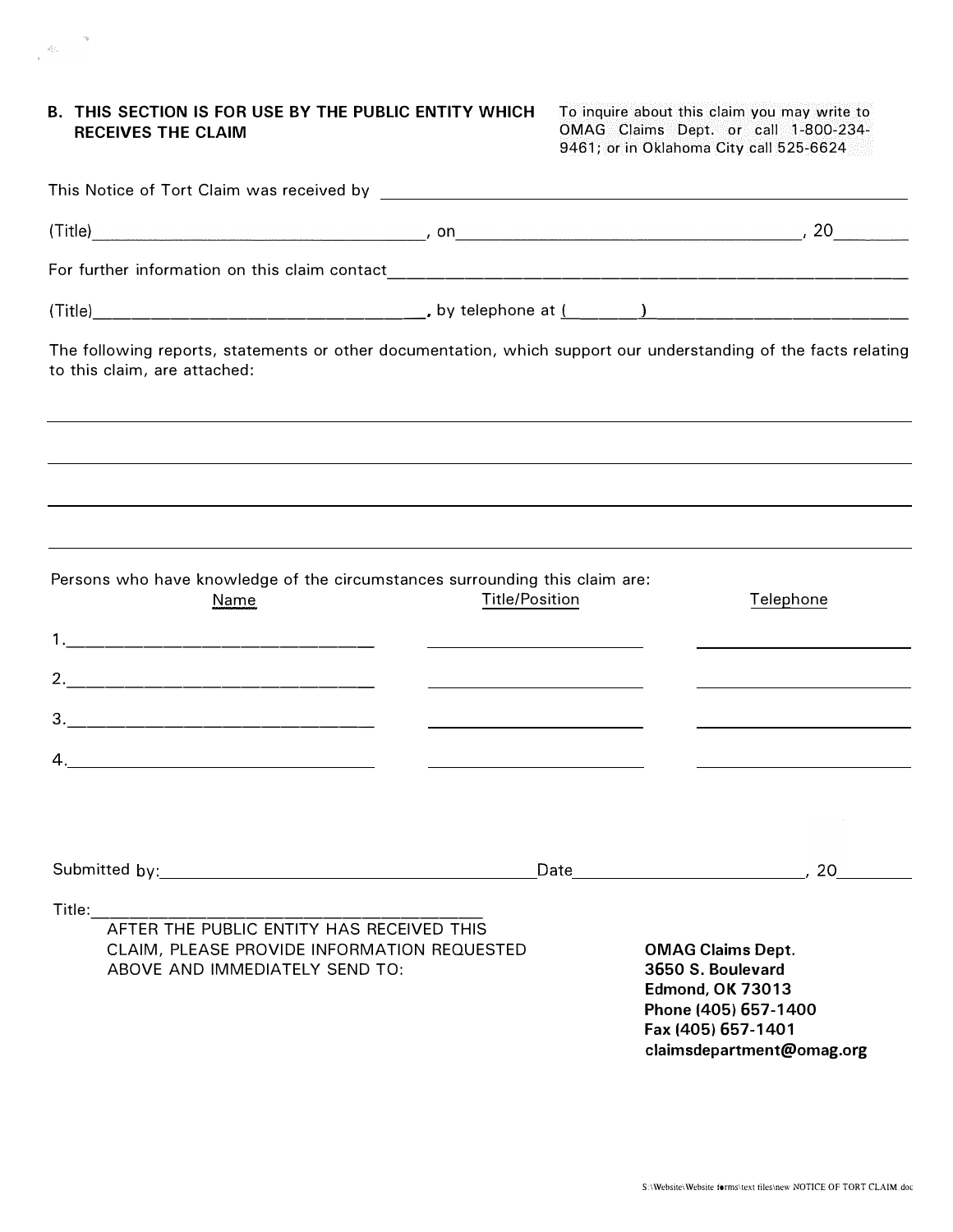**B. THIS SECTION IS FOR USE BY THE PUBLIC ENTITY WHICH RECEIVES THE CLAIM**

To inquire about this claim you may write to OMAG Claims Dept. or call 1-800-234-9461; or in Oklahoma City call 525-6624

This Notice of Tort Claim was received by ______________________________________________

(Title)______________________________, on ______________________________, 20________

For further information on this claim contact______________________________________________

(Title)______________________________, by telephone at (_______)______________________

The following reports, statements or other documentation, which support our understanding of the facts relating to this claim, are attached:

______________________________________________________________________________

______________________________________________________________________________

______________________________________________________________________________

______________________________________________________________________________

Persons who have knowledge of the circumstances surrounding this claim are:

| Name | Title/Position | Telephone |
|---|---|---|
| 1.______________________ | ______________________ | ______________________ |
| 2.______________________ | ______________________ | ______________________ |
| 3.______________________ | ______________________ | ______________________ |
| 4.______________________ | ______________________ | ______________________ |

Submitted by:______________________________________Date______________________, 20________

Title:______________________________________

AFTER THE PUBLIC ENTITY HAS RECEIVED THIS CLAIM, PLEASE PROVIDE INFORMATION REQUESTED ABOVE AND IMMEDIATELY SEND TO:

**OMAG Claims Dept.**
**3650 S. Boulevard**
**Edmond, OK 73013**
**Phone (405) 657-1400**
**Fax (405) 657-1401**
**claimsdepartment@omag.org**

S:\Website\Website forms\text files\new NOTICE OF TORT CLAIM.doc